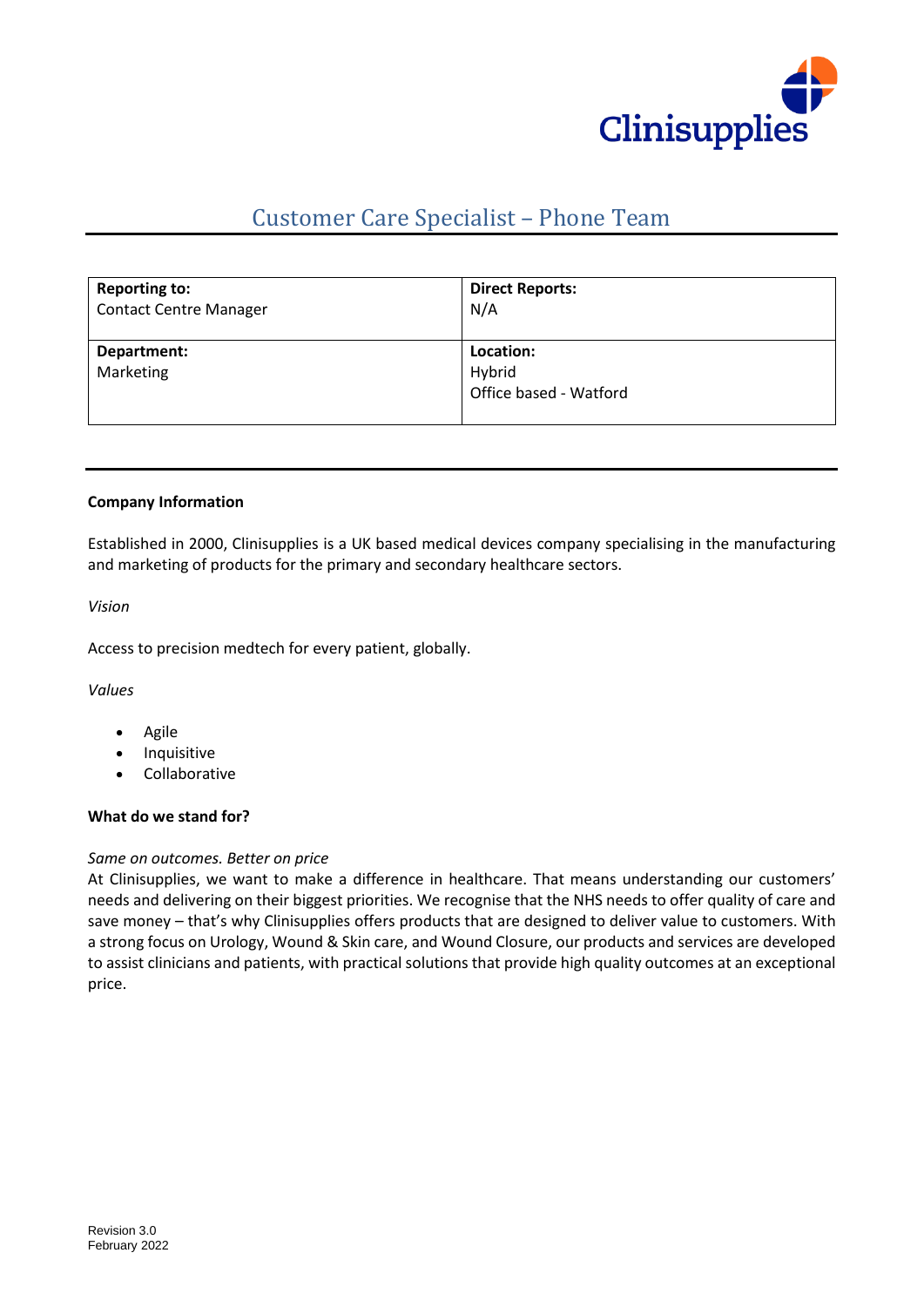# Customer Care Specialist – Phone Team

| **Reporting to:**<br>Contact Centre Manager | **Direct Reports:**<br>N/A |
|---|---|
| **Department:**<br>Marketing | **Location:**<br>Hybrid<br>Office based - Watford |

**Company Information**

Established in 2000, Clinisupplies is a UK based medical devices company specialising in the manufacturing and marketing of products for the primary and secondary healthcare sectors.

*Vision*

Access to precision medtech for every patient, globally.

*Values*

- Agile
- Inquisitive
- Collaborative

**What do we stand for?**

*Same on outcomes. Better on price*
At Clinisupplies, we want to make a difference in healthcare. That means understanding our customers' needs and delivering on their biggest priorities. We recognise that the NHS needs to offer quality of care and save money – that's why Clinisupplies offers products that are designed to deliver value to customers. With a strong focus on Urology, Wound & Skin care, and Wound Closure, our products and services are developed to assist clinicians and patients, with practical solutions that provide high quality outcomes at an exceptional price.

Revision 3.0
February 2022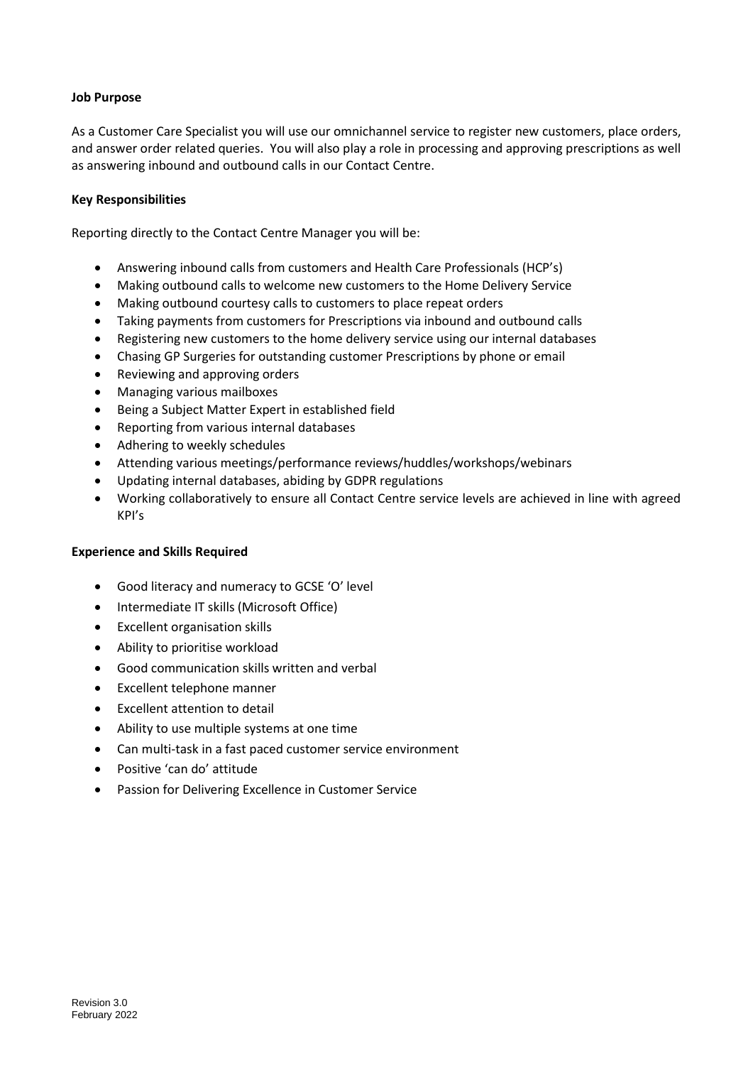**Job Purpose**

As a Customer Care Specialist you will use our omnichannel service to register new customers, place orders, and answer order related queries. You will also play a role in processing and approving prescriptions as well as answering inbound and outbound calls in our Contact Centre.

**Key Responsibilities**

Reporting directly to the Contact Centre Manager you will be:

- Answering inbound calls from customers and Health Care Professionals (HCP's)
- Making outbound calls to welcome new customers to the Home Delivery Service
- Making outbound courtesy calls to customers to place repeat orders
- Taking payments from customers for Prescriptions via inbound and outbound calls
- Registering new customers to the home delivery service using our internal databases
- Chasing GP Surgeries for outstanding customer Prescriptions by phone or email
- Reviewing and approving orders
- Managing various mailboxes
- Being a Subject Matter Expert in established field
- Reporting from various internal databases
- Adhering to weekly schedules
- Attending various meetings/performance reviews/huddles/workshops/webinars
- Updating internal databases, abiding by GDPR regulations
- Working collaboratively to ensure all Contact Centre service levels are achieved in line with agreed KPI's

**Experience and Skills Required**

- Good literacy and numeracy to GCSE 'O' level
- Intermediate IT skills (Microsoft Office)
- Excellent organisation skills
- Ability to prioritise workload
- Good communication skills written and verbal
- Excellent telephone manner
- Excellent attention to detail
- Ability to use multiple systems at one time
- Can multi-task in a fast paced customer service environment
- Positive 'can do' attitude
- Passion for Delivering Excellence in Customer Service

Revision 3.0
February 2022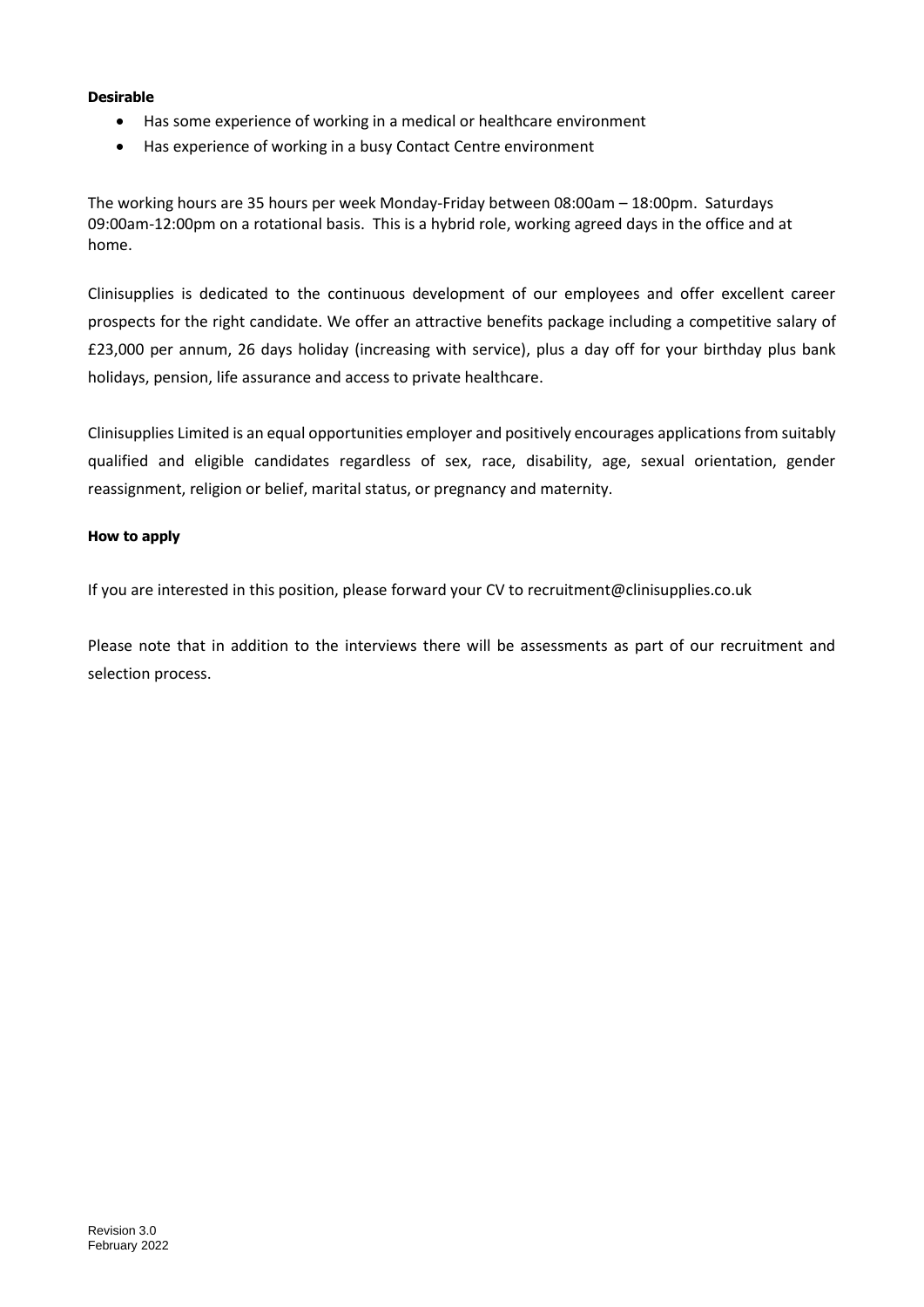**Desirable**

- Has some experience of working in a medical or healthcare environment
- Has experience of working in a busy Contact Centre environment

The working hours are 35 hours per week Monday-Friday between 08:00am – 18:00pm. Saturdays 09:00am-12:00pm on a rotational basis. This is a hybrid role, working agreed days in the office and at home.

Clinisupplies is dedicated to the continuous development of our employees and offer excellent career prospects for the right candidate. We offer an attractive benefits package including a competitive salary of £23,000 per annum, 26 days holiday (increasing with service), plus a day off for your birthday plus bank holidays, pension, life assurance and access to private healthcare.

Clinisupplies Limited is an equal opportunities employer and positively encourages applications from suitably qualified and eligible candidates regardless of sex, race, disability, age, sexual orientation, gender reassignment, religion or belief, marital status, or pregnancy and maternity.

**How to apply**

If you are interested in this position, please forward your CV to recruitment@clinisupplies.co.uk

Please note that in addition to the interviews there will be assessments as part of our recruitment and selection process.

Revision 3.0
February 2022